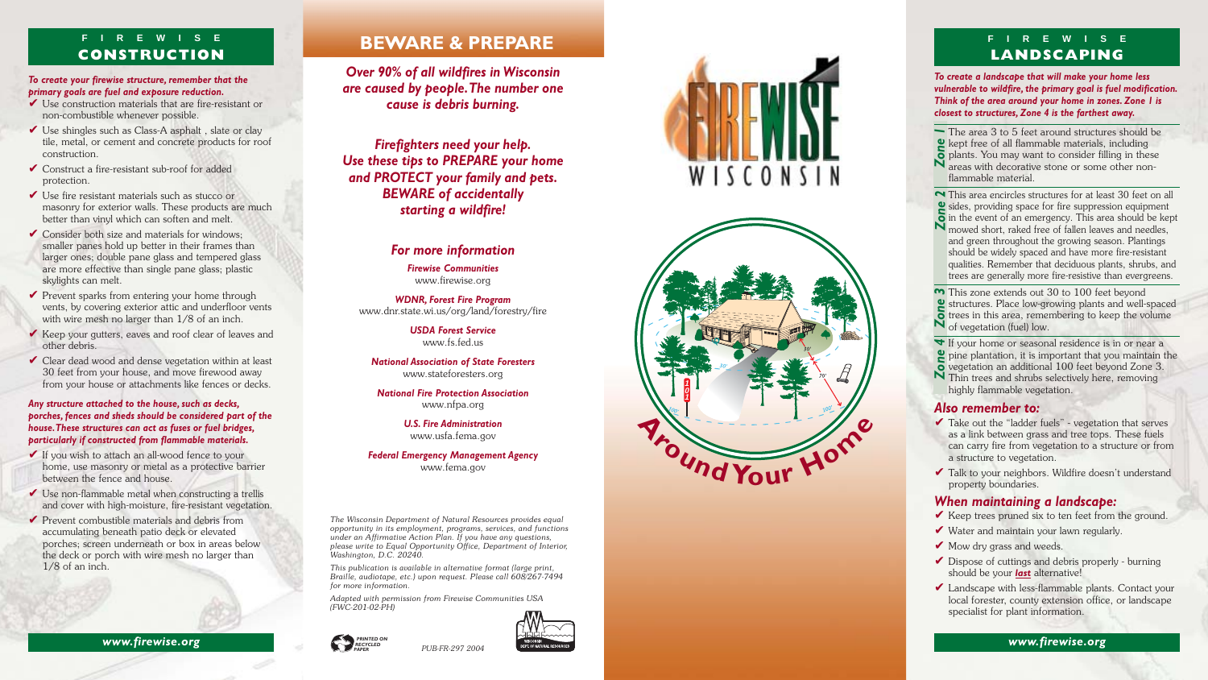# FIREWISE CONSTRUCTION

***To create your firewise structure, remember that the primary goals are fuel and exposure reduction.***

- ✔ Use construction materials that are fire-resistant or non-combustible whenever possible.
- ✔ Use shingles such as Class-A asphalt , slate or clay tile, metal, or cement and concrete products for roof construction.
- ✔ Construct a fire-resistant sub-roof for added protection.
- ✔ Use fire resistant materials such as stucco or masonry for exterior walls. These products are much better than vinyl which can soften and melt.
- ✔ Consider both size and materials for windows; smaller panes hold up better in their frames than larger ones; double pane glass and tempered glass are more effective than single pane glass; plastic skylights can melt.
- ✔ Prevent sparks from entering your home through vents, by covering exterior attic and underfloor vents with wire mesh no larger than 1/8 of an inch.
- ✔ Keep your gutters, eaves and roof clear of leaves and other debris.
- ✔ Clear dead wood and dense vegetation within at least 30 feet from your house, and move firewood away from your house or attachments like fences or decks.

***Any structure attached to the house, such as decks, porches, fences and sheds should be considered part of the house. These structures can act as fuses or fuel bridges, particularly if constructed from flammable materials.***

- ✔ If you wish to attach an all-wood fence to your home, use masonry or metal as a protective barrier between the fence and house.
- ✔ Use non-flammable metal when constructing a trellis and cover with high-moisture, fire-resistant vegetation.
- ✔ Prevent combustible materials and debris from accumulating beneath patio deck or elevated porches; screen underneath or box in areas below the deck or porch with wire mesh no larger than 1/8 of an inch.

***www.firewise.org***

# BEWARE & PREPARE

***Over 90% of all wildfires in Wisconsin are caused by people. The number one cause is debris burning.***

***Firefighters need your help. Use these tips to PREPARE your home and PROTECT your family and pets. BEWARE of accidentally starting a wildfire!***

## *For more information*

***Firewise Communities***
www.firewise.org

***WDNR, Forest Fire Program***
www.dnr.state.wi.us/org/land/forestry/fire

***USDA Forest Service***
www.fs.fed.us

***National Association of State Foresters***
www.stateforesters.org

***National Fire Protection Association***
www.nfpa.org

***U.S. Fire Administration***
www.usfa.fema.gov

***Federal Emergency Management Agency***
www.fema.gov

*The Wisconsin Department of Natural Resources provides equal opportunity in its employment, programs, services, and functions under an Affirmative Action Plan. If you have any questions, please write to Equal Opportunity Office, Department of Interior, Washington, D.C. 20240.*

*This publication is available in alternative format (large print, Braille, audiotape, etc.) upon request. Please call 608/267-7494 for more information.*

*Adapted with permission from Firewise Communities USA (FWC-201-02-PH)*

PRINTED ON RECYCLED PAPER

*PUB-FR-297 2004*

# FIREWISE WISCONSIN

**Around Your Home**

# FIREWISE LANDSCAPING

***To create a landscape that will make your home less vulnerable to wildfire, the primary goal is fuel modification. Think of the area around your home in zones. Zone 1 is closest to structures, Zone 4 is the farthest away.***

**Zone 1** The area 3 to 5 feet around structures should be kept free of all flammable materials, including plants. You may want to consider filling in these areas with decorative stone or some other non-flammable material.

**Zone 2** This area encircles structures for at least 30 feet on all sides, providing space for fire suppression equipment in the event of an emergency. This area should be kept mowed short, raked free of fallen leaves and needles, and green throughout the growing season. Plantings should be widely spaced and have more fire-resistant qualities. Remember that deciduous plants, shrubs, and trees are generally more fire-resistive than evergreens.

**Zone 3** This zone extends out 30 to 100 feet beyond structures. Place low-growing plants and well-spaced trees in this area, remembering to keep the volume of vegetation (fuel) low.

**Zone 4** If your home or seasonal residence is in or near a pine plantation, it is important that you maintain the vegetation an additional 100 feet beyond Zone 3. Thin trees and shrubs selectively here, removing highly flammable vegetation.

## *Also remember to:*

- ✔ Take out the "ladder fuels" - vegetation that serves as a link between grass and tree tops. These fuels can carry fire from vegetation to a structure or from a structure to vegetation.
- ✔ Talk to your neighbors. Wildfire doesn't understand property boundaries.

## *When maintaining a landscape:*

- ✔ Keep trees pruned six to ten feet from the ground.
- ✔ Water and maintain your lawn regularly.
- ✔ Mow dry grass and weeds.
- ✔ Dispose of cuttings and debris properly - burning should be your ***last*** alternative!
- ✔ Landscape with less-flammable plants. Contact your local forester, county extension office, or landscape specialist for plant information.

***www.firewise.org***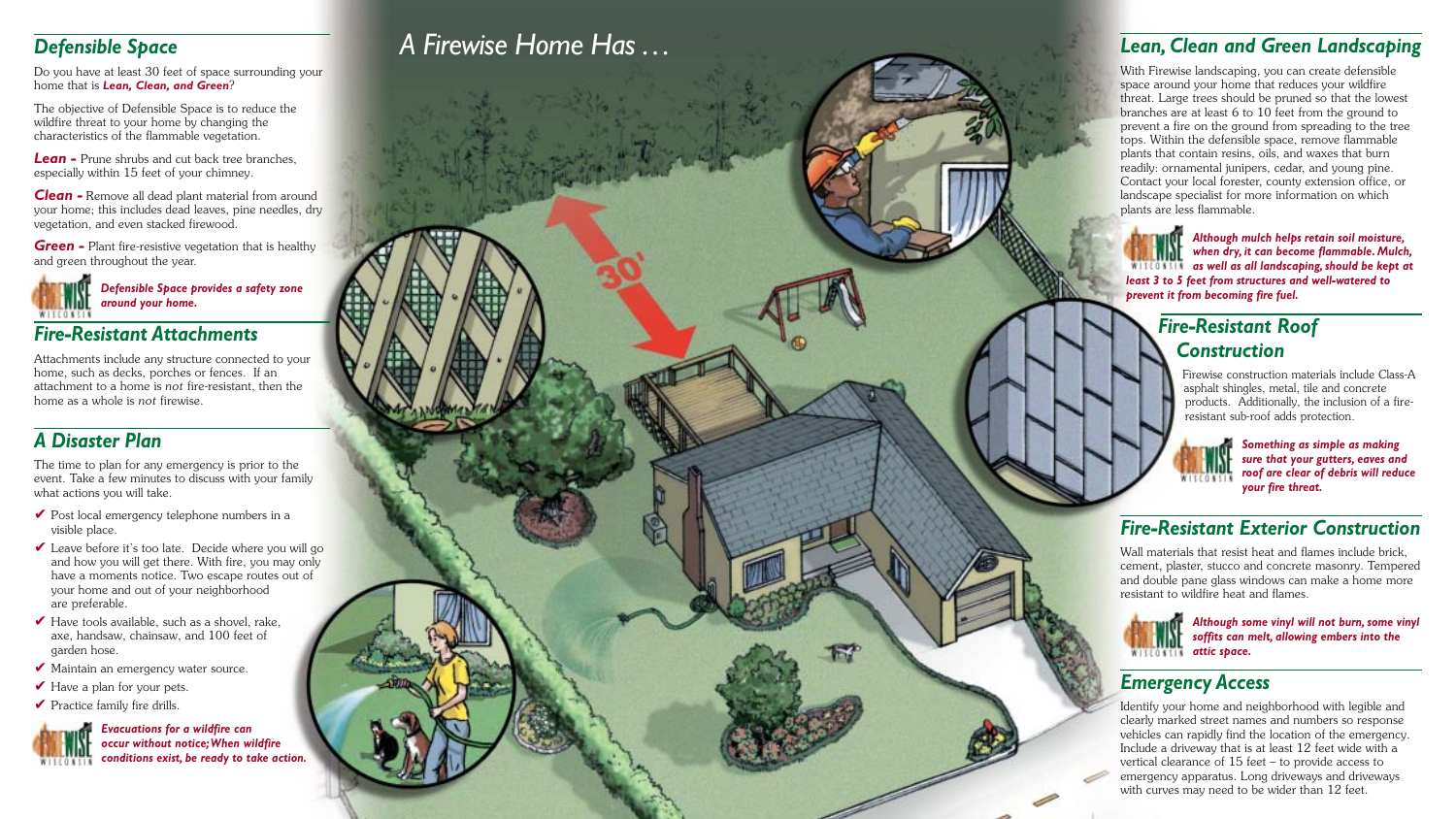## Defensible Space

Do you have at least 30 feet of space surrounding your home that is ***Lean, Clean, and Green***?

The objective of Defensible Space is to reduce the wildfire threat to your home by changing the characteristics of the flammable vegetation.

***Lean -*** Prune shrubs and cut back tree branches, especially within 15 feet of your chimney.

***Clean -*** Remove all dead plant material from around your home; this includes dead leaves, pine needles, dry vegetation, and even stacked firewood.

***Green -*** Plant fire-resistive vegetation that is healthy and green throughout the year.

***Defensible Space provides a safety zone around your home.***

## Fire-Resistant Attachments

Attachments include any structure connected to your home, such as decks, porches or fences. If an attachment to a home is *not* fire-resistant, then the home as a whole is *not* firewise.

## A Disaster Plan

The time to plan for any emergency is prior to the event. Take a few minutes to discuss with your family what actions you will take.

- ✔ Post local emergency telephone numbers in a visible place.
- ✔ Leave before it's too late. Decide where you will go and how you will get there. With fire, you may only have a moments notice. Two escape routes out of your home and out of your neighborhood are preferable.
- ✔ Have tools available, such as a shovel, rake, axe, handsaw, chainsaw, and 100 feet of garden hose.
- ✔ Maintain an emergency water source.
- ✔ Have a plan for your pets.
- ✔ Practice family fire drills.

***Evacuations for a wildfire can occur without notice; When wildfire conditions exist, be ready to take action.***

# A Firewise Home Has …

30'

## Lean, Clean and Green Landscaping

With Firewise landscaping, you can create defensible space around your home that reduces your wildfire threat. Large trees should be pruned so that the lowest branches are at least 6 to 10 feet from the ground to prevent a fire on the ground from spreading to the tree tops. Within the defensible space, remove flammable plants that contain resins, oils, and waxes that burn readily: ornamental junipers, cedar, and young pine. Contact your local forester, county extension office, or landscape specialist for more information on which plants are less flammable.

***Although mulch helps retain soil moisture, when dry, it can become flammable. Mulch, as well as all landscaping, should be kept at least 3 to 5 feet from structures and well-watered to prevent it from becoming fire fuel.***

## Fire-Resistant Roof Construction

Firewise construction materials include Class-A asphalt shingles, metal, tile and concrete products. Additionally, the inclusion of a fire-resistant sub-roof adds protection.

***Something as simple as making sure that your gutters, eaves and roof are clear of debris will reduce your fire threat.***

## Fire-Resistant Exterior Construction

Wall materials that resist heat and flames include brick, cement, plaster, stucco and concrete masonry. Tempered and double pane glass windows can make a home more resistant to wildfire heat and flames.

***Although some vinyl will not burn, some vinyl soffits can melt, allowing embers into the attic space.***

## Emergency Access

Identify your home and neighborhood with legible and clearly marked street names and numbers so response vehicles can rapidly find the location of the emergency. Include a driveway that is at least 12 feet wide with a vertical clearance of 15 feet – to provide access to emergency apparatus. Long driveways and driveways with curves may need to be wider than 12 feet.